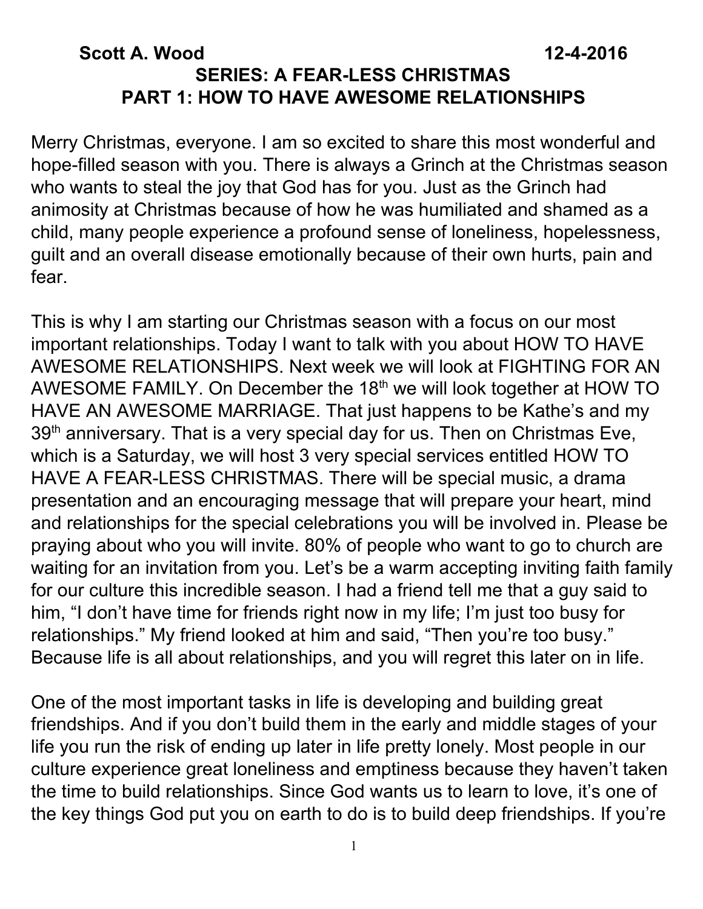**Scott A. Wood 12-4-2016**

## SERIES: A FEAR-LESS CHRISTMAS

## PART 1: HOW TO HAVE AWESOME RELATIONSHIPS

Merry Christmas, everyone. I am so excited to share this most wonderful and hope-filled season with you. There is always a Grinch at the Christmas season who wants to steal the joy that God has for you. Just as the Grinch had animosity at Christmas because of how he was humiliated and shamed as a child, many people experience a profound sense of loneliness, hopelessness, guilt and an overall disease emotionally because of their own hurts, pain and fear.

This is why I am starting our Christmas season with a focus on our most important relationships. Today I want to talk with you about HOW TO HAVE AWESOME RELATIONSHIPS. Next week we will look at FIGHTING FOR AN AWESOME FAMILY. On December the 18th we will look together at HOW TO HAVE AN AWESOME MARRIAGE. That just happens to be Kathe's and my 39th anniversary. That is a very special day for us. Then on Christmas Eve, which is a Saturday, we will host 3 very special services entitled HOW TO HAVE A FEAR-LESS CHRISTMAS. There will be special music, a drama presentation and an encouraging message that will prepare your heart, mind and relationships for the special celebrations you will be involved in. Please be praying about who you will invite. 80% of people who want to go to church are waiting for an invitation from you. Let's be a warm accepting inviting faith family for our culture this incredible season. I had a friend tell me that a guy said to him, "I don't have time for friends right now in my life; I'm just too busy for relationships." My friend looked at him and said, "Then you're too busy." Because life is all about relationships, and you will regret this later on in life.

One of the most important tasks in life is developing and building great friendships. And if you don't build them in the early and middle stages of your life you run the risk of ending up later in life pretty lonely. Most people in our culture experience great loneliness and emptiness because they haven't taken the time to build relationships. Since God wants us to learn to love, it's one of the key things God put you on earth to do is to build deep friendships. If you're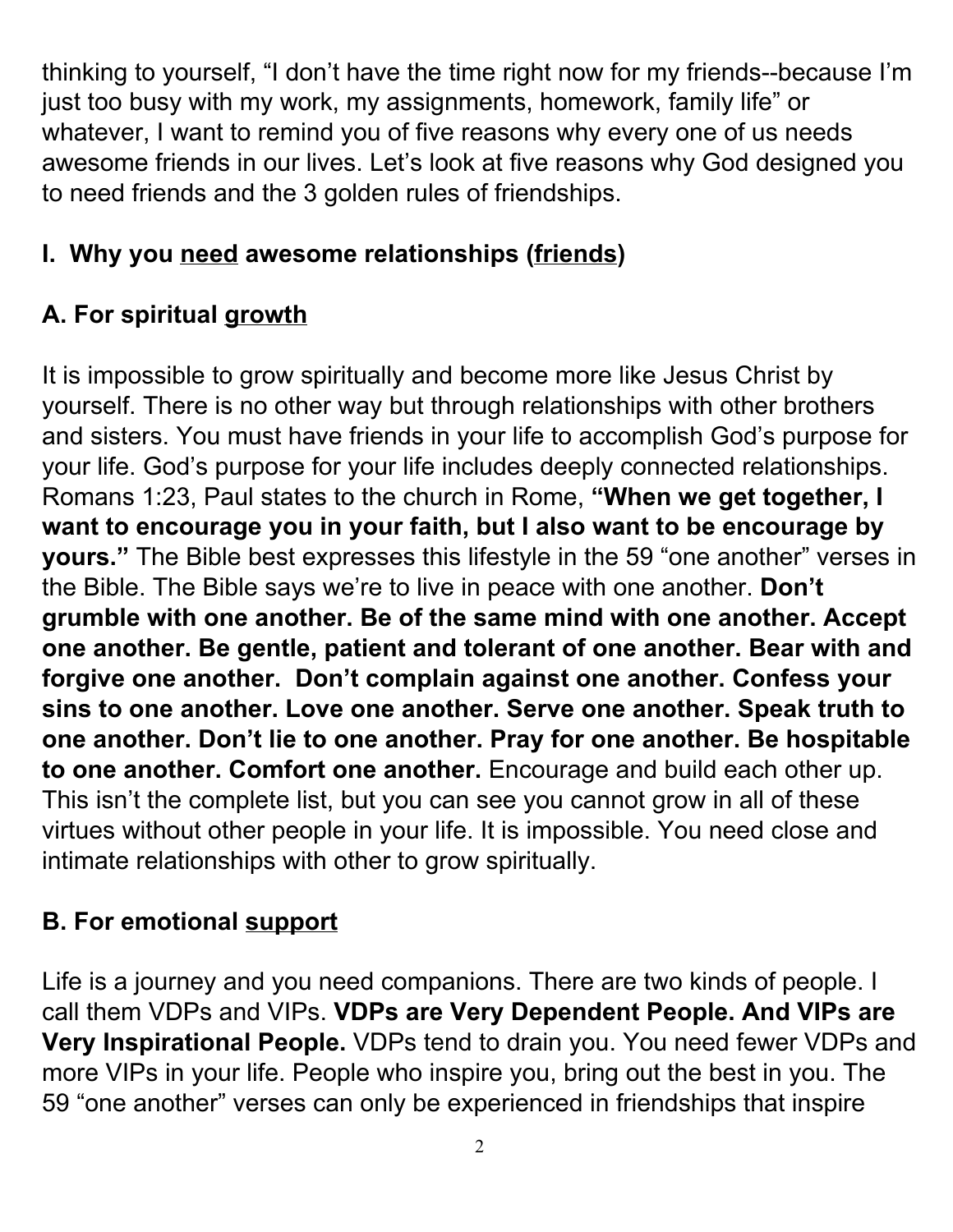thinking to yourself, "I don't have the time right now for my friends--because I'm just too busy with my work, my assignments, homework, family life" or whatever, I want to remind you of five reasons why every one of us needs awesome friends in our lives. Let's look at five reasons why God designed you to need friends and the 3 golden rules of friendships.

## I. Why you <u>need</u> awesome relationships (<u>friends</u>)

### A. For spiritual <u>growth</u>

It is impossible to grow spiritually and become more like Jesus Christ by yourself. There is no other way but through relationships with other brothers and sisters. You must have friends in your life to accomplish God's purpose for your life. God's purpose for your life includes deeply connected relationships. Romans 1:23, Paul states to the church in Rome, **"When we get together, I want to encourage you in your faith, but I also want to be encourage by yours."** The Bible best expresses this lifestyle in the 59 "one another" verses in the Bible. The Bible says we're to live in peace with one another. **Don't grumble with one another. Be of the same mind with one another. Accept one another. Be gentle, patient and tolerant of one another. Bear with and forgive one another. Don't complain against one another. Confess your sins to one another. Love one another. Serve one another. Speak truth to one another. Don't lie to one another. Pray for one another. Be hospitable to one another. Comfort one another.** Encourage and build each other up. This isn't the complete list, but you can see you cannot grow in all of these virtues without other people in your life. It is impossible. You need close and intimate relationships with other to grow spiritually.

### B. For emotional <u>support</u>

Life is a journey and you need companions. There are two kinds of people. I call them VDPs and VIPs. **VDPs are Very Dependent People. And VIPs are Very Inspirational People.** VDPs tend to drain you. You need fewer VDPs and more VIPs in your life. People who inspire you, bring out the best in you. The 59 "one another" verses can only be experienced in friendships that inspire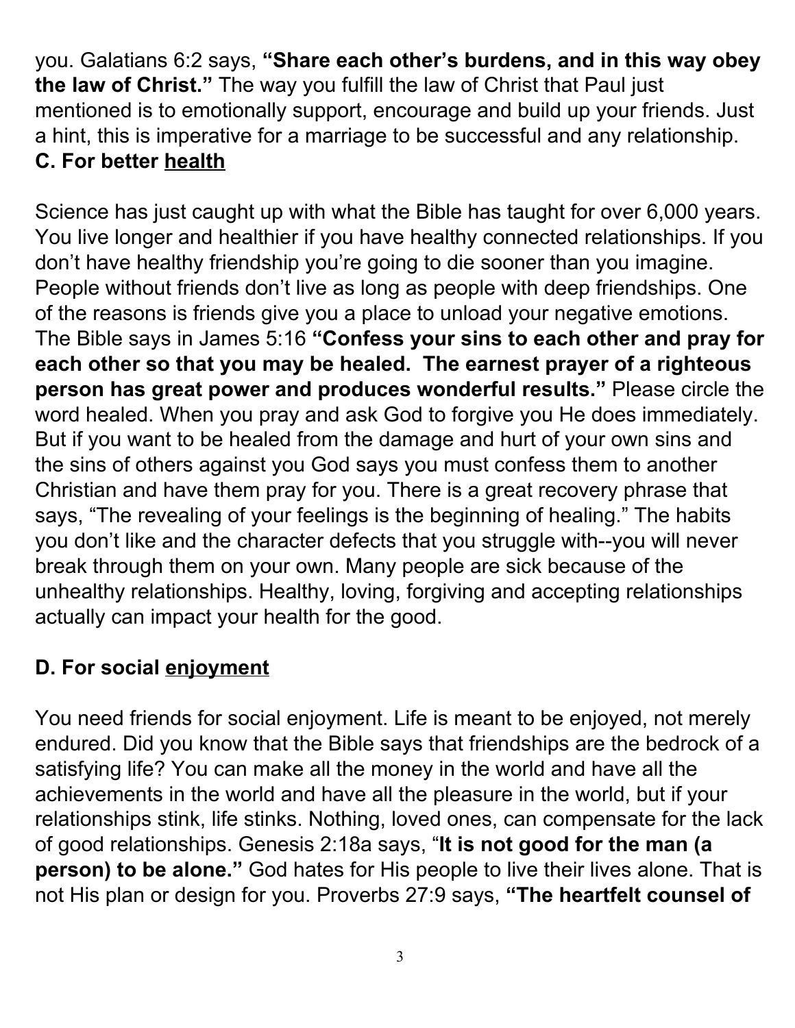you. Galatians 6:2 says, **"Share each other's burdens, and in this way obey the law of Christ."** The way you fulfill the law of Christ that Paul just mentioned is to emotionally support, encourage and build up your friends. Just a hint, this is imperative for a marriage to be successful and any relationship.

**C. For better <u>health</u>**

Science has just caught up with what the Bible has taught for over 6,000 years. You live longer and healthier if you have healthy connected relationships. If you don't have healthy friendship you're going to die sooner than you imagine. People without friends don't live as long as people with deep friendships. One of the reasons is friends give you a place to unload your negative emotions. The Bible says in James 5:16 **"Confess your sins to each other and pray for each other so that you may be healed. The earnest prayer of a righteous person has great power and produces wonderful results."** Please circle the word healed. When you pray and ask God to forgive you He does immediately. But if you want to be healed from the damage and hurt of your own sins and the sins of others against you God says you must confess them to another Christian and have them pray for you. There is a great recovery phrase that says, "The revealing of your feelings is the beginning of healing." The habits you don't like and the character defects that you struggle with--you will never break through them on your own. Many people are sick because of the unhealthy relationships. Healthy, loving, forgiving and accepting relationships actually can impact your health for the good.

**D. For social <u>enjoyment</u>**

You need friends for social enjoyment. Life is meant to be enjoyed, not merely endured. Did you know that the Bible says that friendships are the bedrock of a satisfying life? You can make all the money in the world and have all the achievements in the world and have all the pleasure in the world, but if your relationships stink, life stinks. Nothing, loved ones, can compensate for the lack of good relationships. Genesis 2:18a says, "**It is not good for the man (a person) to be alone."** God hates for His people to live their lives alone. That is not His plan or design for you. Proverbs 27:9 says, **"The heartfelt counsel of**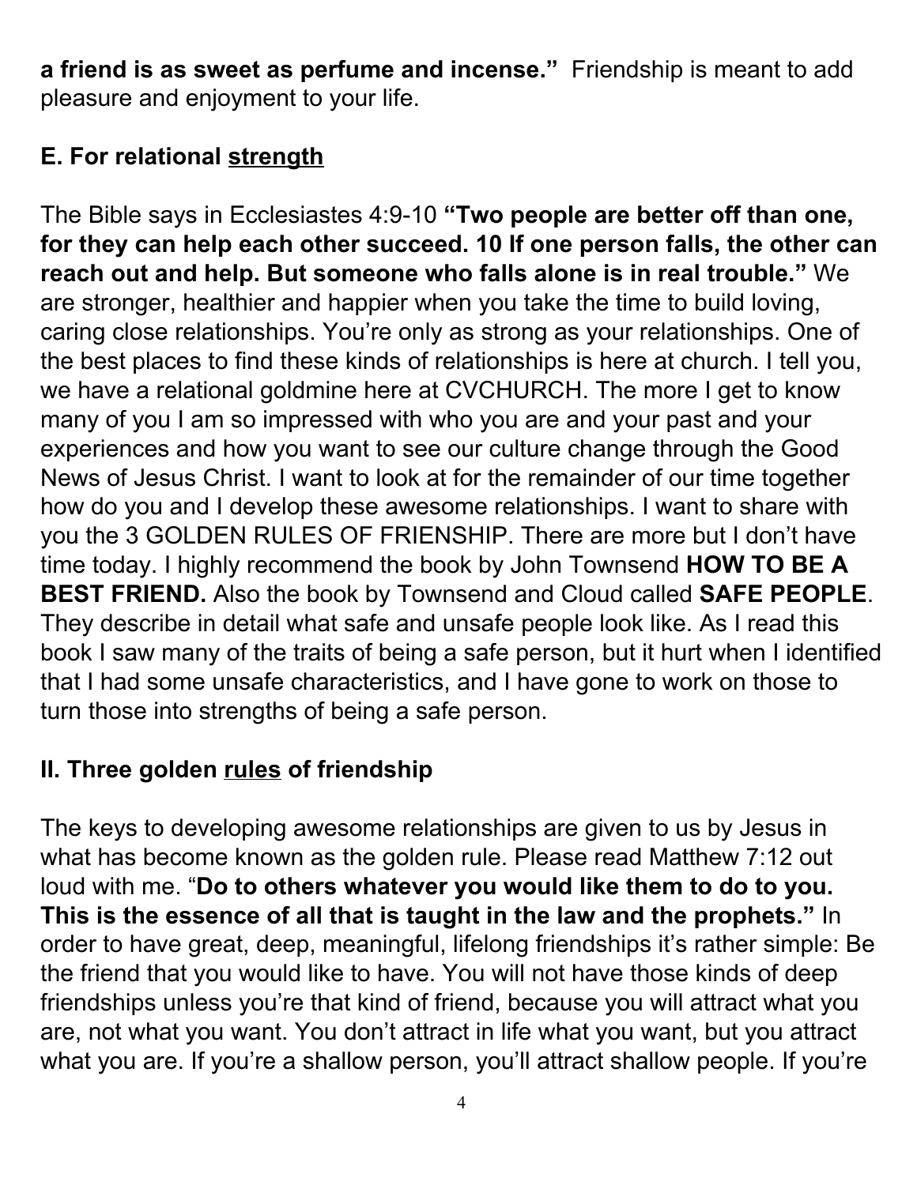**a friend is as sweet as perfume and incense."** Friendship is meant to add pleasure and enjoyment to your life.

### E. For relational <u>strength</u>

The Bible says in Ecclesiastes 4:9-10 **"Two people are better off than one, for they can help each other succeed. 10 If one person falls, the other can reach out and help. But someone who falls alone is in real trouble."** We are stronger, healthier and happier when you take the time to build loving, caring close relationships. You're only as strong as your relationships. One of the best places to find these kinds of relationships is here at church. I tell you, we have a relational goldmine here at CVCHURCH. The more I get to know many of you I am so impressed with who you are and your past and your experiences and how you want to see our culture change through the Good News of Jesus Christ. I want to look at for the remainder of our time together how do you and I develop these awesome relationships. I want to share with you the 3 GOLDEN RULES OF FRIENSHIP. There are more but I don't have time today. I highly recommend the book by John Townsend **HOW TO BE A BEST FRIEND.** Also the book by Townsend and Cloud called **SAFE PEOPLE**. They describe in detail what safe and unsafe people look like. As I read this book I saw many of the traits of being a safe person, but it hurt when I identified that I had some unsafe characteristics, and I have gone to work on those to turn those into strengths of being a safe person.

## II. Three golden <u>rules</u> of friendship

The keys to developing awesome relationships are given to us by Jesus in what has become known as the golden rule. Please read Matthew 7:12 out loud with me. "**Do to others whatever you would like them to do to you. This is the essence of all that is taught in the law and the prophets."** In order to have great, deep, meaningful, lifelong friendships it's rather simple: Be the friend that you would like to have. You will not have those kinds of deep friendships unless you're that kind of friend, because you will attract what you are, not what you want. You don't attract in life what you want, but you attract what you are. If you're a shallow person, you'll attract shallow people. If you're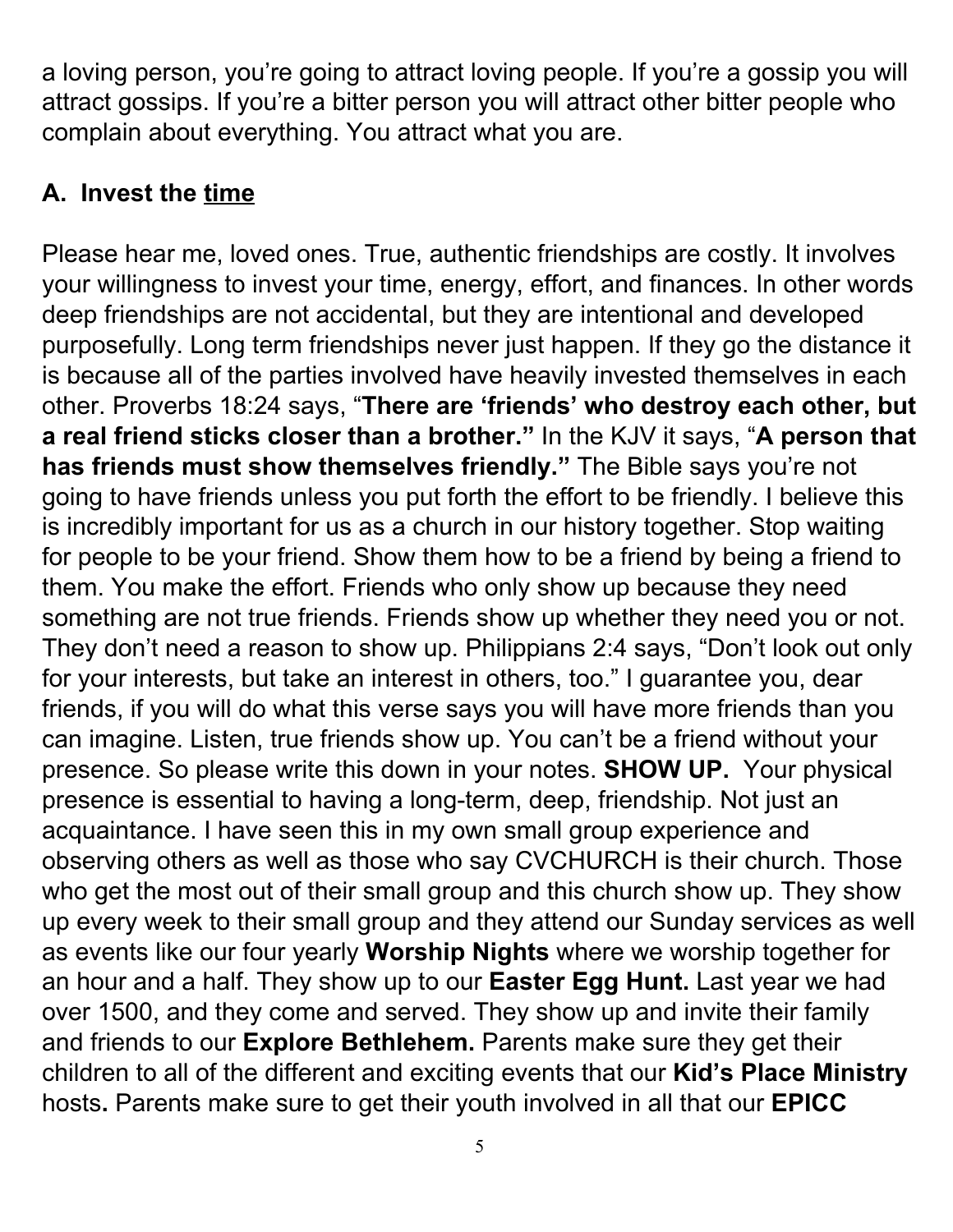a loving person, you're going to attract loving people. If you're a gossip you will attract gossips. If you're a bitter person you will attract other bitter people who complain about everything. You attract what you are.

### A. Invest the <u>time</u>

Please hear me, loved ones. True, authentic friendships are costly. It involves your willingness to invest your time, energy, effort, and finances. In other words deep friendships are not accidental, but they are intentional and developed purposefully. Long term friendships never just happen. If they go the distance it is because all of the parties involved have heavily invested themselves in each other. Proverbs 18:24 says, "**There are 'friends' who destroy each other, but a real friend sticks closer than a brother.**" In the KJV it says, "**A person that has friends must show themselves friendly.**" The Bible says you're not going to have friends unless you put forth the effort to be friendly. I believe this is incredibly important for us as a church in our history together. Stop waiting for people to be your friend. Show them how to be a friend by being a friend to them. You make the effort. Friends who only show up because they need something are not true friends. Friends show up whether they need you or not. They don't need a reason to show up. Philippians 2:4 says, "Don't look out only for your interests, but take an interest in others, too." I guarantee you, dear friends, if you will do what this verse says you will have more friends than you can imagine. Listen, true friends show up. You can't be a friend without your presence. So please write this down in your notes. **SHOW UP.** Your physical presence is essential to having a long-term, deep, friendship. Not just an acquaintance. I have seen this in my own small group experience and observing others as well as those who say CVCHURCH is their church. Those who get the most out of their small group and this church show up. They show up every week to their small group and they attend our Sunday services as well as events like our four yearly **Worship Nights** where we worship together for an hour and a half. They show up to our **Easter Egg Hunt.** Last year we had over 1500, and they come and served. They show up and invite their family and friends to our **Explore Bethlehem.** Parents make sure they get their children to all of the different and exciting events that our **Kid's Place Ministry** hosts**.** Parents make sure to get their youth involved in all that our **EPICC**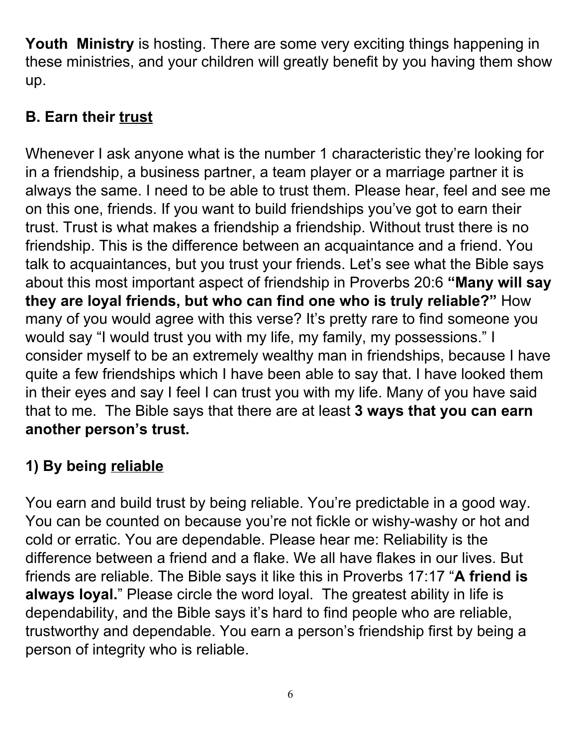**Youth Ministry** is hosting. There are some very exciting things happening in these ministries, and your children will greatly benefit by you having them show up.

## B. Earn their <u>trust</u>

Whenever I ask anyone what is the number 1 characteristic they're looking for in a friendship, a business partner, a team player or a marriage partner it is always the same. I need to be able to trust them. Please hear, feel and see me on this one, friends. If you want to build friendships you've got to earn their trust. Trust is what makes a friendship a friendship. Without trust there is no friendship. This is the difference between an acquaintance and a friend. You talk to acquaintances, but you trust your friends. Let's see what the Bible says about this most important aspect of friendship in Proverbs 20:6 **"Many will say they are loyal friends, but who can find one who is truly reliable?"** How many of you would agree with this verse? It's pretty rare to find someone you would say "I would trust you with my life, my family, my possessions." I consider myself to be an extremely wealthy man in friendships, because I have quite a few friendships which I have been able to say that. I have looked them in their eyes and say I feel I can trust you with my life. Many of you have said that to me. The Bible says that there are at least **3 ways that you can earn another person's trust.**

### 1) By being <u>reliable</u>

You earn and build trust by being reliable. You're predictable in a good way. You can be counted on because you're not fickle or wishy-washy or hot and cold or erratic. You are dependable. Please hear me: Reliability is the difference between a friend and a flake. We all have flakes in our lives. But friends are reliable. The Bible says it like this in Proverbs 17:17 "**A friend is always loyal.**" Please circle the word loyal. The greatest ability in life is dependability, and the Bible says it's hard to find people who are reliable, trustworthy and dependable. You earn a person's friendship first by being a person of integrity who is reliable.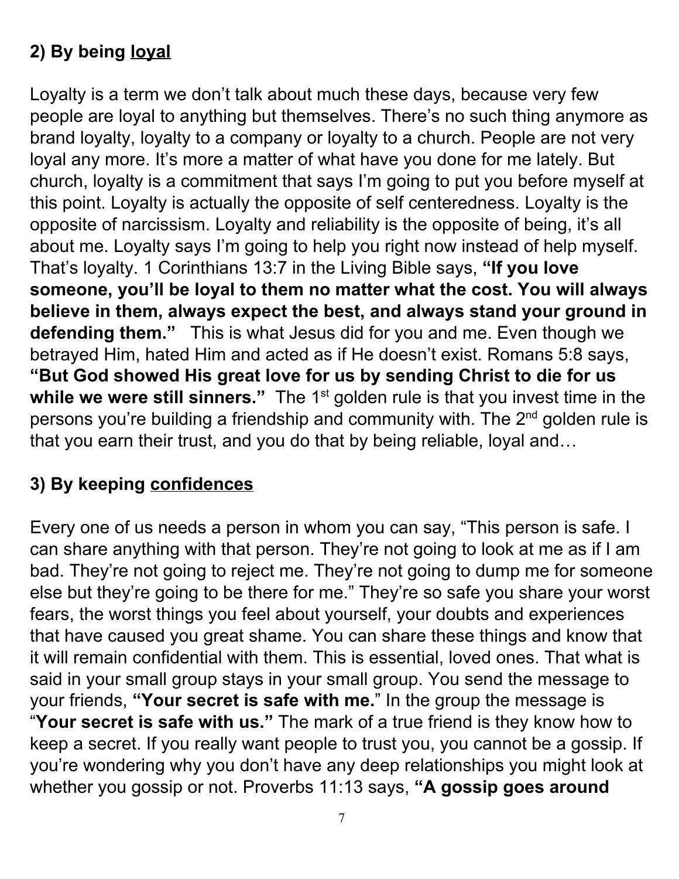## 2) By being <u>loyal</u>

Loyalty is a term we don't talk about much these days, because very few people are loyal to anything but themselves. There's no such thing anymore as brand loyalty, loyalty to a company or loyalty to a church. People are not very loyal any more. It's more a matter of what have you done for me lately. But church, loyalty is a commitment that says I'm going to put you before myself at this point. Loyalty is actually the opposite of self centeredness. Loyalty is the opposite of narcissism. Loyalty and reliability is the opposite of being, it's all about me. Loyalty says I'm going to help you right now instead of help myself. That's loyalty. 1 Corinthians 13:7 in the Living Bible says, **"If you love someone, you'll be loyal to them no matter what the cost. You will always believe in them, always expect the best, and always stand your ground in defending them."** This is what Jesus did for you and me. Even though we betrayed Him, hated Him and acted as if He doesn't exist. Romans 5:8 says, **"But God showed His great love for us by sending Christ to die for us while we were still sinners."** The 1st golden rule is that you invest time in the persons you're building a friendship and community with. The 2nd golden rule is that you earn their trust, and you do that by being reliable, loyal and…

## 3) By keeping <u>confidences</u>

Every one of us needs a person in whom you can say, "This person is safe. I can share anything with that person. They're not going to look at me as if I am bad. They're not going to reject me. They're not going to dump me for someone else but they're going to be there for me." They're so safe you share your worst fears, the worst things you feel about yourself, your doubts and experiences that have caused you great shame. You can share these things and know that it will remain confidential with them. This is essential, loved ones. That what is said in your small group stays in your small group. You send the message to your friends, **"Your secret is safe with me.**" In the group the message is "**Your secret is safe with us."** The mark of a true friend is they know how to keep a secret. If you really want people to trust you, you cannot be a gossip. If you're wondering why you don't have any deep relationships you might look at whether you gossip or not. Proverbs 11:13 says, **"A gossip goes around**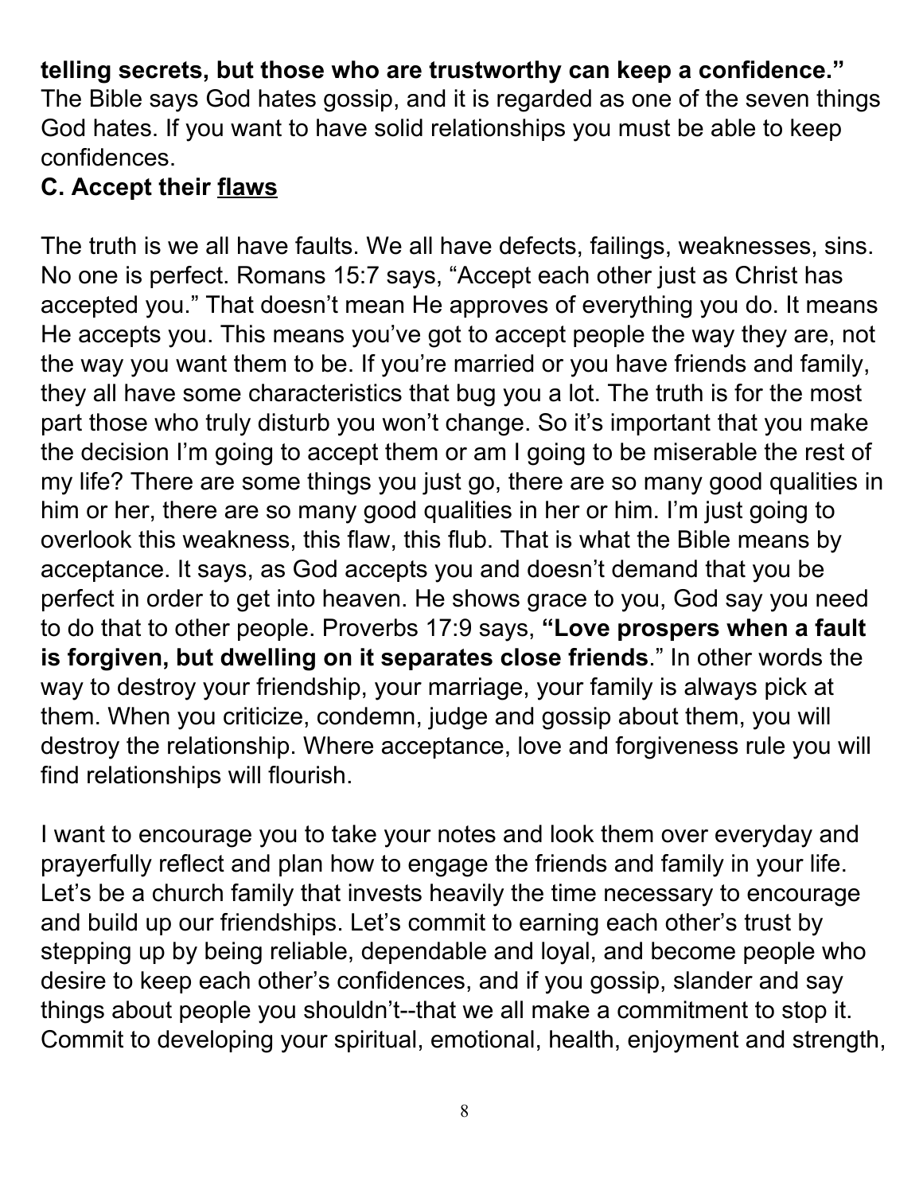**telling secrets, but those who are trustworthy can keep a confidence."** The Bible says God hates gossip, and it is regarded as one of the seven things God hates. If you want to have solid relationships you must be able to keep confidences.

**C. Accept their <u>flaws</u>**

The truth is we all have faults. We all have defects, failings, weaknesses, sins. No one is perfect. Romans 15:7 says, "Accept each other just as Christ has accepted you." That doesn't mean He approves of everything you do. It means He accepts you. This means you've got to accept people the way they are, not the way you want them to be. If you're married or you have friends and family, they all have some characteristics that bug you a lot. The truth is for the most part those who truly disturb you won't change. So it's important that you make the decision I'm going to accept them or am I going to be miserable the rest of my life? There are some things you just go, there are so many good qualities in him or her, there are so many good qualities in her or him. I'm just going to overlook this weakness, this flaw, this flub. That is what the Bible means by acceptance. It says, as God accepts you and doesn't demand that you be perfect in order to get into heaven. He shows grace to you, God say you need to do that to other people. Proverbs 17:9 says, **"Love prospers when a fault is forgiven, but dwelling on it separates close friends**." In other words the way to destroy your friendship, your marriage, your family is always pick at them. When you criticize, condemn, judge and gossip about them, you will destroy the relationship. Where acceptance, love and forgiveness rule you will find relationships will flourish.

I want to encourage you to take your notes and look them over everyday and prayerfully reflect and plan how to engage the friends and family in your life. Let's be a church family that invests heavily the time necessary to encourage and build up our friendships. Let's commit to earning each other's trust by stepping up by being reliable, dependable and loyal, and become people who desire to keep each other's confidences, and if you gossip, slander and say things about people you shouldn't--that we all make a commitment to stop it. Commit to developing your spiritual, emotional, health, enjoyment and strength,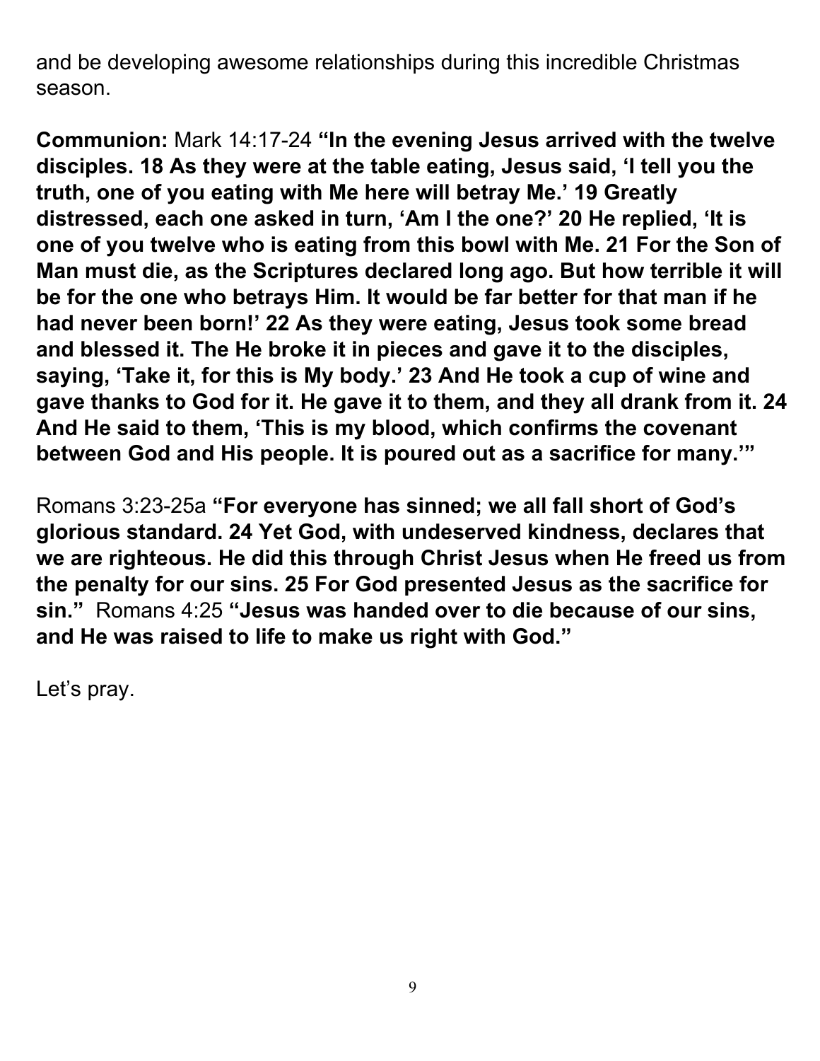and be developing awesome relationships during this incredible Christmas season.

**Communion:** Mark 14:17-24 **"In the evening Jesus arrived with the twelve disciples. 18 As they were at the table eating, Jesus said, 'I tell you the truth, one of you eating with Me here will betray Me.' 19 Greatly distressed, each one asked in turn, 'Am I the one?' 20 He replied, 'It is one of you twelve who is eating from this bowl with Me. 21 For the Son of Man must die, as the Scriptures declared long ago. But how terrible it will be for the one who betrays Him. It would be far better for that man if he had never been born!' 22 As they were eating, Jesus took some bread and blessed it. The He broke it in pieces and gave it to the disciples, saying, 'Take it, for this is My body.' 23 And He took a cup of wine and gave thanks to God for it. He gave it to them, and they all drank from it. 24 And He said to them, 'This is my blood, which confirms the covenant between God and His people. It is poured out as a sacrifice for many.'"**

Romans 3:23-25a **"For everyone has sinned; we all fall short of God's glorious standard. 24 Yet God, with undeserved kindness, declares that we are righteous. He did this through Christ Jesus when He freed us from the penalty for our sins. 25 For God presented Jesus as the sacrifice for sin."** Romans 4:25 **"Jesus was handed over to die because of our sins, and He was raised to life to make us right with God."**

Let's pray.